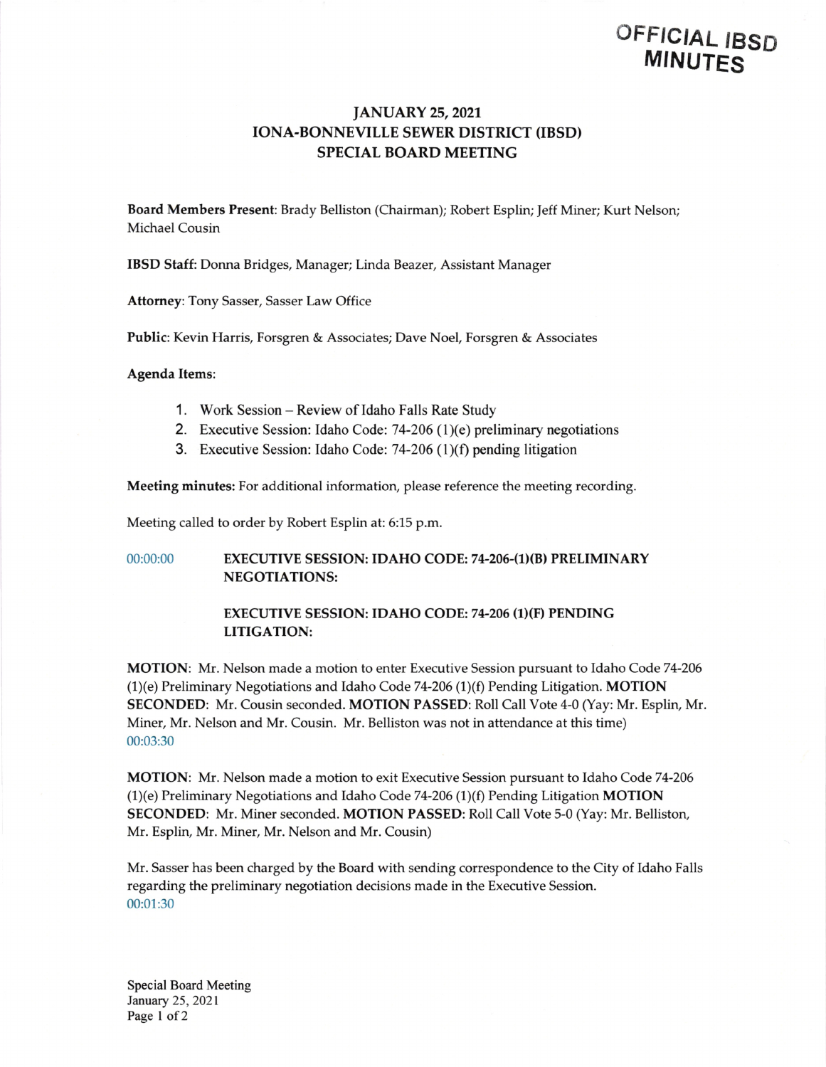**OFFICIAL IBSD MINUTES**

# JANUARY 25, 2021
# IONA-BONNEVILLE SEWER DISTRICT (IBSD)
# SPECIAL BOARD MEETING

**Board Members Present**: Brady Belliston (Chairman); Robert Esplin; Jeff Miner; Kurt Nelson; Michael Cousin

**IBSD Staff**: Donna Bridges, Manager; Linda Beazer, Assistant Manager

**Attorney**: Tony Sasser, Sasser Law Office

**Public**: Kevin Harris, Forsgren & Associates; Dave Noel, Forsgren & Associates

**Agenda Items**:

1. Work Session – Review of Idaho Falls Rate Study
2. Executive Session: Idaho Code: 74-206 (1)(e) preliminary negotiations
3. Executive Session: Idaho Code: 74-206 (1)(f) pending litigation

**Meeting minutes:** For additional information, please reference the meeting recording.

Meeting called to order by Robert Esplin at: 6:15 p.m.

00:00:00 **EXECUTIVE SESSION: IDAHO CODE: 74-206-(1)(B) PRELIMINARY NEGOTIATIONS:**

**EXECUTIVE SESSION: IDAHO CODE: 74-206 (1)(F) PENDING LITIGATION:**

**MOTION**: Mr. Nelson made a motion to enter Executive Session pursuant to Idaho Code 74-206 (1)(e) Preliminary Negotiations and Idaho Code 74-206 (1)(f) Pending Litigation. **MOTION SECONDED**: Mr. Cousin seconded. **MOTION PASSED**: Roll Call Vote 4-0 (Yay: Mr. Esplin, Mr. Miner, Mr. Nelson and Mr. Cousin. Mr. Belliston was not in attendance at this time)
00:03:30

**MOTION**: Mr. Nelson made a motion to exit Executive Session pursuant to Idaho Code 74-206 (1)(e) Preliminary Negotiations and Idaho Code 74-206 (1)(f) Pending Litigation **MOTION SECONDED**: Mr. Miner seconded. **MOTION PASSED**: Roll Call Vote 5-0 (Yay: Mr. Belliston, Mr. Esplin, Mr. Miner, Mr. Nelson and Mr. Cousin)

Mr. Sasser has been charged by the Board with sending correspondence to the City of Idaho Falls regarding the preliminary negotiation decisions made in the Executive Session.
00:01:30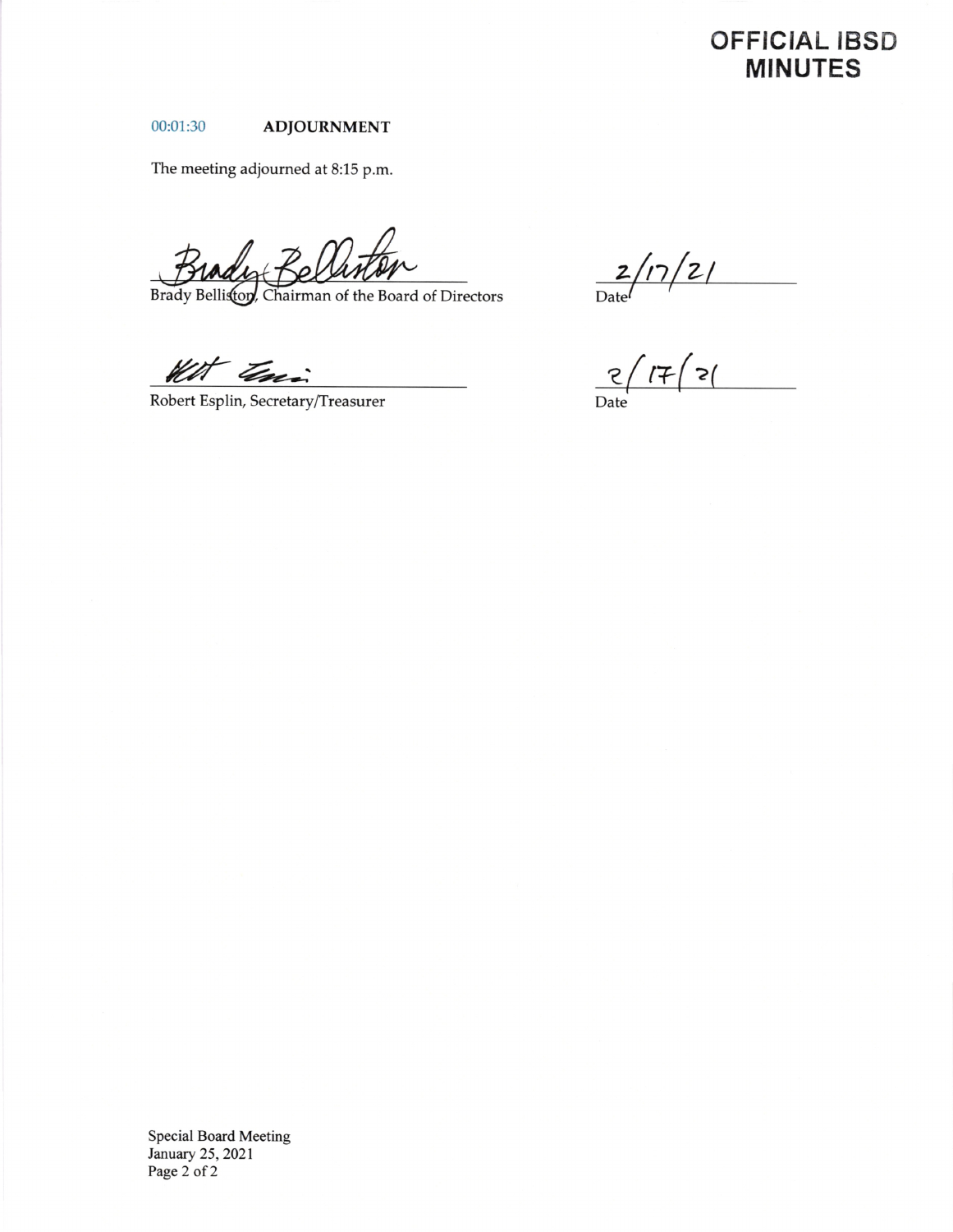**OFFICIAL IBSD MINUTES**

00:01:30 **ADJOURNMENT**

The meeting adjourned at 8:15 p.m.

Brady Belliston, Chairman of the Board of Directors — Date: 2/17/21

Robert Esplin, Secretary/Treasurer — Date: 2/17/21

Special Board Meeting
January 25, 2021